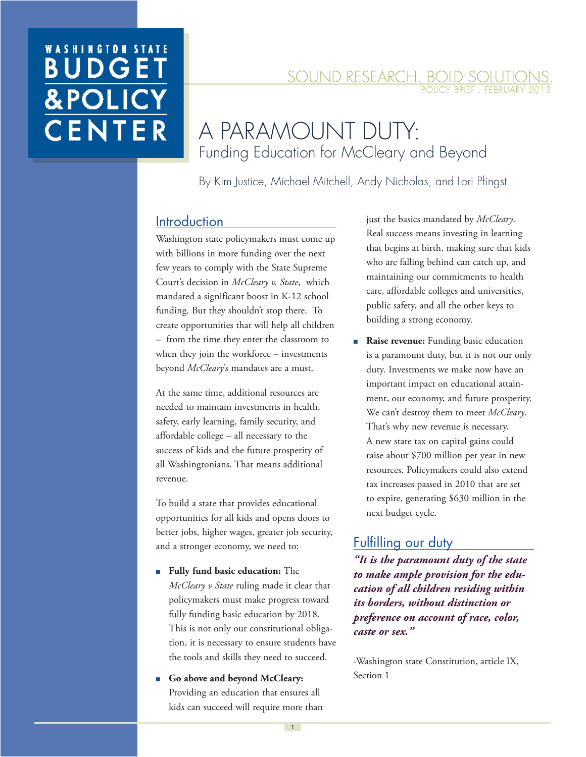WASHINGTON STATE BUDGET & POLICY CENTER

SOUND RESEARCH. BOLD SOLUTIONS.

POLICY BRIEF . FEBRUARY 2013

# A PARAMOUNT DUTY:

## Funding Education for McCleary and Beyond

By Kim Justice, Michael Mitchell, Andy Nicholas, and Lori Pfingst

## Introduction

Washington state policymakers must come up with billions in more funding over the next few years to comply with the State Supreme Court's decision in *McCleary v. State*, which mandated a significant boost in K-12 school funding. But they shouldn't stop there. To create opportunities that will help all children – from the time they enter the classroom to when they join the workforce – investments beyond *McCleary*'s mandates are a must.

At the same time, additional resources are needed to maintain investments in health, safety, early learning, family security, and affordable college – all necessary to the success of kids and the future prosperity of all Washingtonians. That means additional revenue.

To build a state that provides educational opportunities for all kids and opens doors to better jobs, higher wages, greater job security, and a stronger economy, we need to:

- **Fully fund basic education:** The *McCleary v State* ruling made it clear that policymakers must make progress toward fully funding basic education by 2018. This is not only our constitutional obligation, it is necessary to ensure students have the tools and skills they need to succeed.
- **Go above and beyond McCleary:** Providing an education that ensures all kids can succeed will require more than just the basics mandated by *McCleary*. Real success means investing in learning that begins at birth, making sure that kids who are falling behind can catch up, and maintaining our commitments to health care, affordable colleges and universities, public safety, and all the other keys to building a strong economy.
- **Raise revenue:** Funding basic education is a paramount duty, but it is not our only duty. Investments we make now have an important impact on educational attainment, our economy, and future prosperity. We can't destroy them to meet *McCleary*. That's why new revenue is necessary. A new state tax on capital gains could raise about $700 million per year in new resources. Policymakers could also extend tax increases passed in 2010 that are set to expire, generating $630 million in the next budget cycle.

## Fulfilling our duty

***"It is the paramount duty of the state to make ample provision for the education of all children residing within its borders, without distinction or preference on account of race, color, caste or sex."***

-Washington state Constitution, article IX, Section 1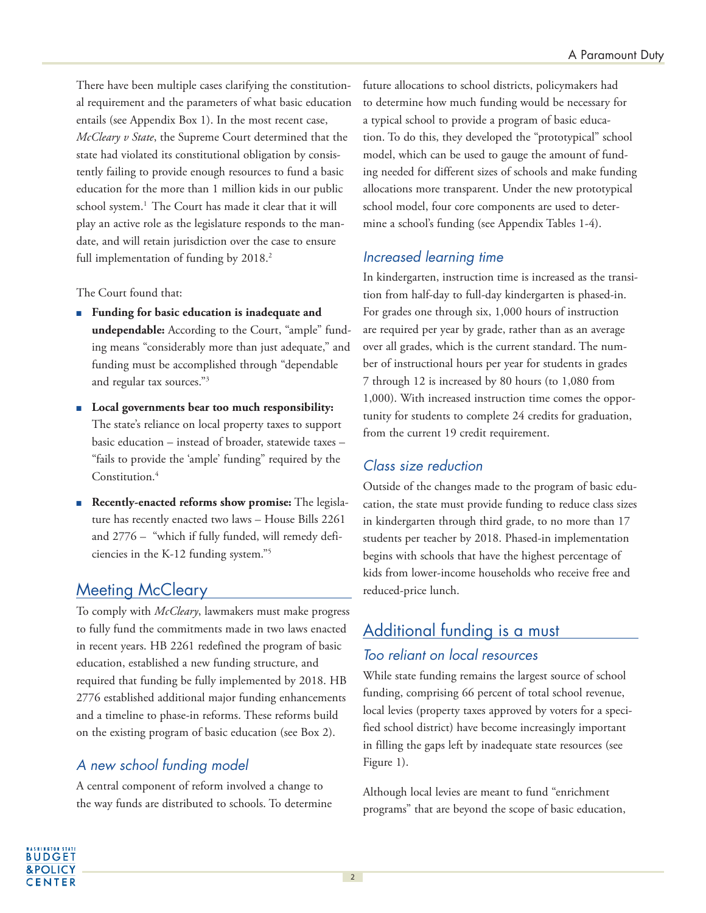There have been multiple cases clarifying the constitutional requirement and the parameters of what basic education entails (see Appendix Box 1). In the most recent case, *McCleary v State*, the Supreme Court determined that the state had violated its constitutional obligation by consistently failing to provide enough resources to fund a basic education for the more than 1 million kids in our public school system.[1] The Court has made it clear that it will play an active role as the legislature responds to the mandate, and will retain jurisdiction over the case to ensure full implementation of funding by 2018.[2]

The Court found that:

- **Funding for basic education is inadequate and undependable:** According to the Court, "ample" funding means "considerably more than just adequate," and funding must be accomplished through "dependable and regular tax sources."[3]
- **Local governments bear too much responsibility:** The state's reliance on local property taxes to support basic education – instead of broader, statewide taxes – "fails to provide the 'ample' funding" required by the Constitution.[4]
- **Recently-enacted reforms show promise:** The legislature has recently enacted two laws – House Bills 2261 and 2776 – "which if fully funded, will remedy deficiencies in the K-12 funding system."[5]

## Meeting McCleary

To comply with *McCleary*, lawmakers must make progress to fully fund the commitments made in two laws enacted in recent years. HB 2261 redefined the program of basic education, established a new funding structure, and required that funding be fully implemented by 2018. HB 2776 established additional major funding enhancements and a timeline to phase-in reforms. These reforms build on the existing program of basic education (see Box 2).

### *A new school funding model*

A central component of reform involved a change to the way funds are distributed to schools. To determine future allocations to school districts, policymakers had to determine how much funding would be necessary for a typical school to provide a program of basic education. To do this, they developed the "prototypical" school model, which can be used to gauge the amount of funding needed for different sizes of schools and make funding allocations more transparent. Under the new prototypical school model, four core components are used to determine a school's funding (see Appendix Tables 1-4).

### *Increased learning time*

In kindergarten, instruction time is increased as the transition from half-day to full-day kindergarten is phased-in. For grades one through six, 1,000 hours of instruction are required per year by grade, rather than as an average over all grades, which is the current standard. The number of instructional hours per year for students in grades 7 through 12 is increased by 80 hours (to 1,080 from 1,000). With increased instruction time comes the opportunity for students to complete 24 credits for graduation, from the current 19 credit requirement.

### *Class size reduction*

Outside of the changes made to the program of basic education, the state must provide funding to reduce class sizes in kindergarten through third grade, to no more than 17 students per teacher by 2018. Phased-in implementation begins with schools that have the highest percentage of kids from lower-income households who receive free and reduced-price lunch.

## Additional funding is a must

### *Too reliant on local resources*

While state funding remains the largest source of school funding, comprising 66 percent of total school revenue, local levies (property taxes approved by voters for a specified school district) have become increasingly important in filling the gaps left by inadequate state resources (see Figure 1).

Although local levies are meant to fund "enrichment programs" that are beyond the scope of basic education,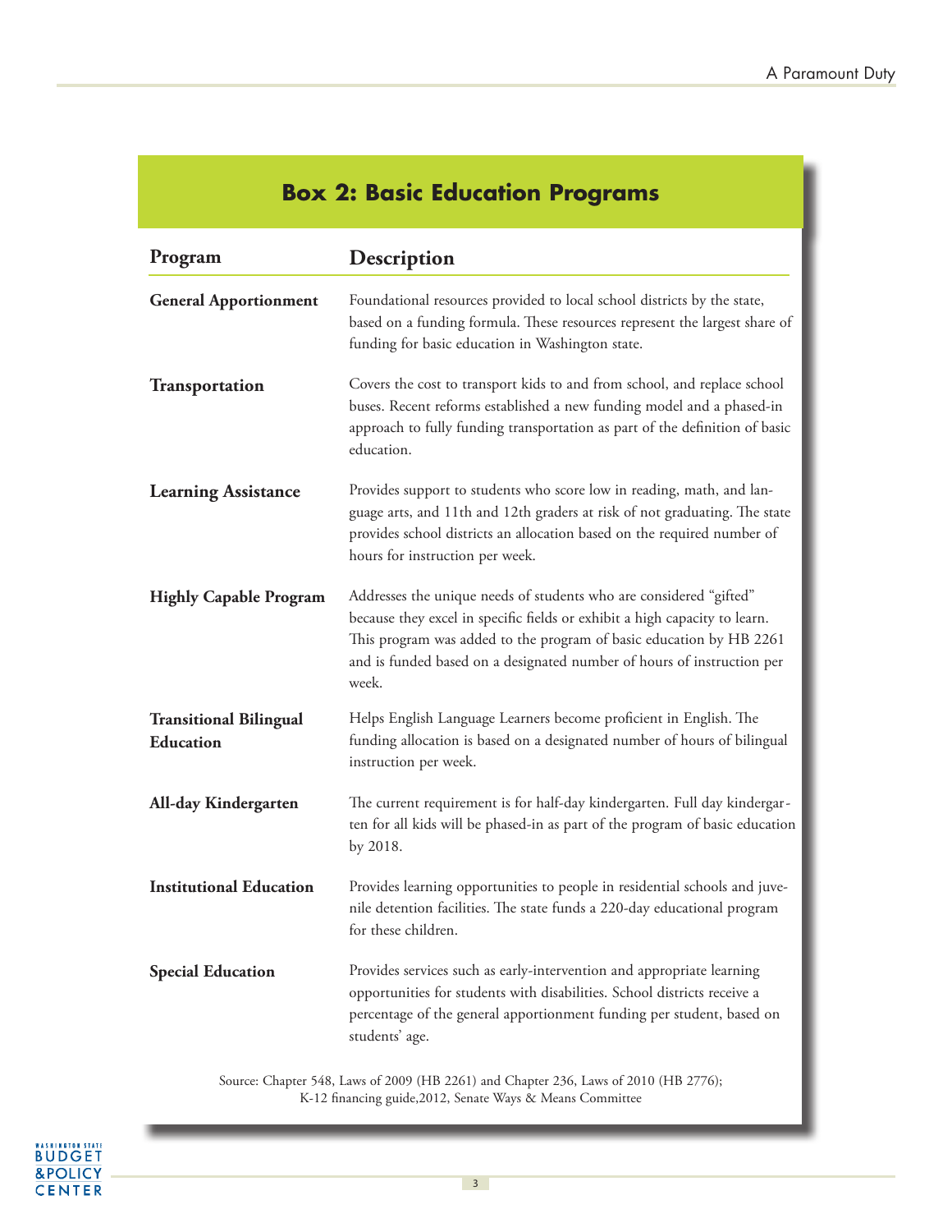## Box 2: Basic Education Programs

| Program | Description |
|---|---|
| **General Apportionment** | Foundational resources provided to local school districts by the state, based on a funding formula. These resources represent the largest share of funding for basic education in Washington state. |
| **Transportation** | Covers the cost to transport kids to and from school, and replace school buses. Recent reforms established a new funding model and a phased-in approach to fully funding transportation as part of the definition of basic education. |
| **Learning Assistance** | Provides support to students who score low in reading, math, and language arts, and 11th and 12th graders at risk of not graduating. The state provides school districts an allocation based on the required number of hours for instruction per week. |
| **Highly Capable Program** | Addresses the unique needs of students who are considered "gifted" because they excel in specific fields or exhibit a high capacity to learn. This program was added to the program of basic education by HB 2261 and is funded based on a designated number of hours of instruction per week. |
| **Transitional Bilingual Education** | Helps English Language Learners become proficient in English. The funding allocation is based on a designated number of hours of bilingual instruction per week. |
| **All-day Kindergarten** | The current requirement is for half-day kindergarten. Full day kindergarten for all kids will be phased-in as part of the program of basic education by 2018. |
| **Institutional Education** | Provides learning opportunities to people in residential schools and juvenile detention facilities. The state funds a 220-day educational program for these children. |
| **Special Education** | Provides services such as early-intervention and appropriate learning opportunities for students with disabilities. School districts receive a percentage of the general apportionment funding per student, based on students' age. |

Source: Chapter 548, Laws of 2009 (HB 2261) and Chapter 236, Laws of 2010 (HB 2776); K-12 financing guide,2012, Senate Ways & Means Committee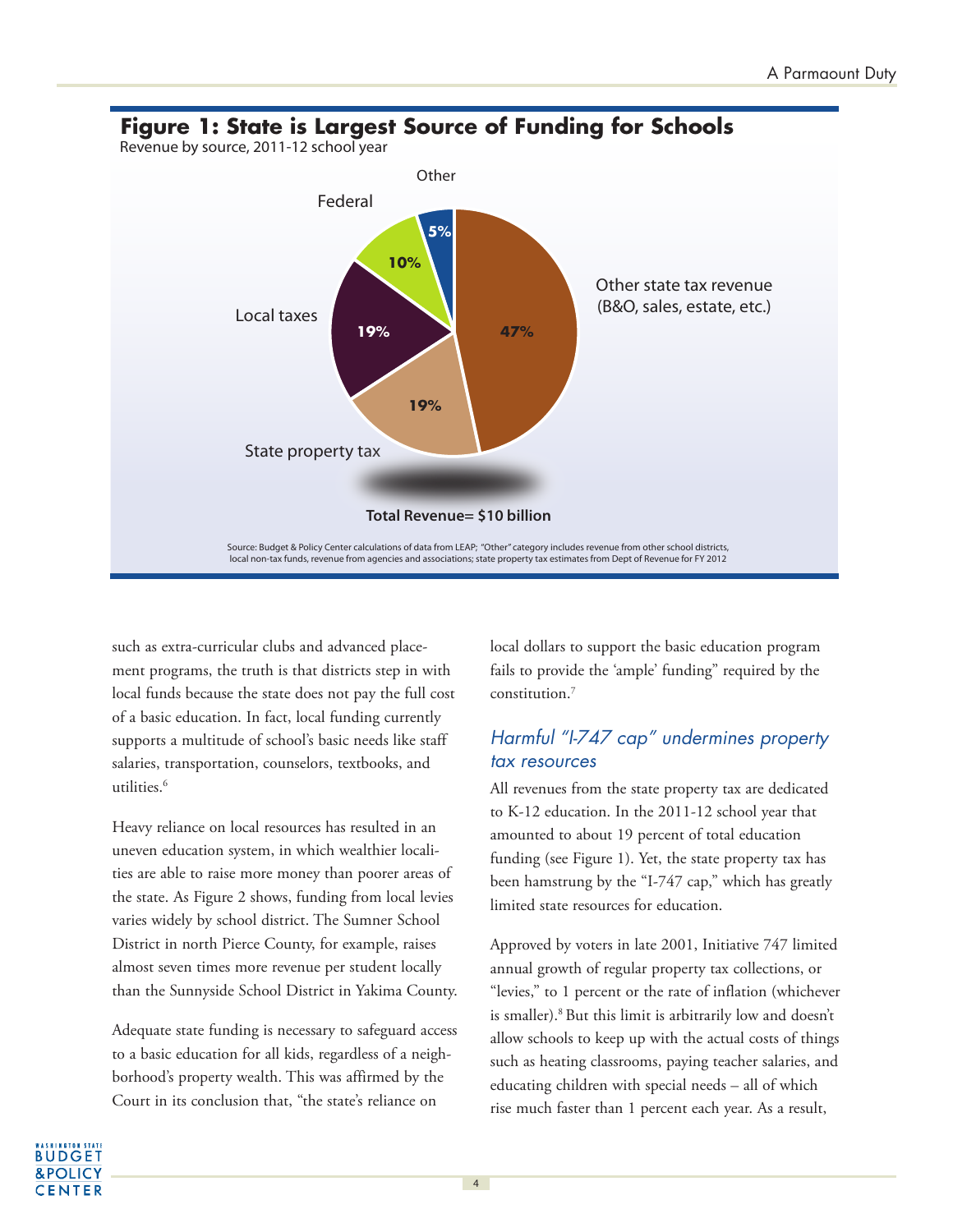**Figure 1: State is Largest Source of Funding for Schools**

Revenue by source, 2011-12 school year

| Source | Share |
| --- | --- |
| Other state tax revenue (B&O, sales, estate, etc.) | 47% |
| State property tax | 19% |
| Local taxes | 19% |
| Federal | 10% |
| Other | 5% |

**Total Revenue= $10 billion**

Source: Budget & Policy Center calculations of data from LEAP; "Other" category includes revenue from other school districts, local non-tax funds, revenue from agencies and associations; state property tax estimates from Dept of Revenue for FY 2012

such as extra-curricular clubs and advanced placement programs, the truth is that districts step in with local funds because the state does not pay the full cost of a basic education. In fact, local funding currently supports a multitude of school's basic needs like staff salaries, transportation, counselors, textbooks, and utilities.[6]

Heavy reliance on local resources has resulted in an uneven education system, in which wealthier localities are able to raise more money than poorer areas of the state. As Figure 2 shows, funding from local levies varies widely by school district. The Sumner School District in north Pierce County, for example, raises almost seven times more revenue per student locally than the Sunnyside School District in Yakima County.

Adequate state funding is necessary to safeguard access to a basic education for all kids, regardless of a neighborhood's property wealth. This was affirmed by the Court in its conclusion that, "the state's reliance on local dollars to support the basic education program fails to provide the 'ample' funding" required by the constitution.[7]

## *Harmful "I-747 cap" undermines property tax resources*

All revenues from the state property tax are dedicated to K-12 education. In the 2011-12 school year that amounted to about 19 percent of total education funding (see Figure 1). Yet, the state property tax has been hamstrung by the "I-747 cap," which has greatly limited state resources for education.

Approved by voters in late 2001, Initiative 747 limited annual growth of regular property tax collections, or "levies," to 1 percent or the rate of inflation (whichever is smaller).[8] But this limit is arbitrarily low and doesn't allow schools to keep up with the actual costs of things such as heating classrooms, paying teacher salaries, and educating children with special needs – all of which rise much faster than 1 percent each year. As a result,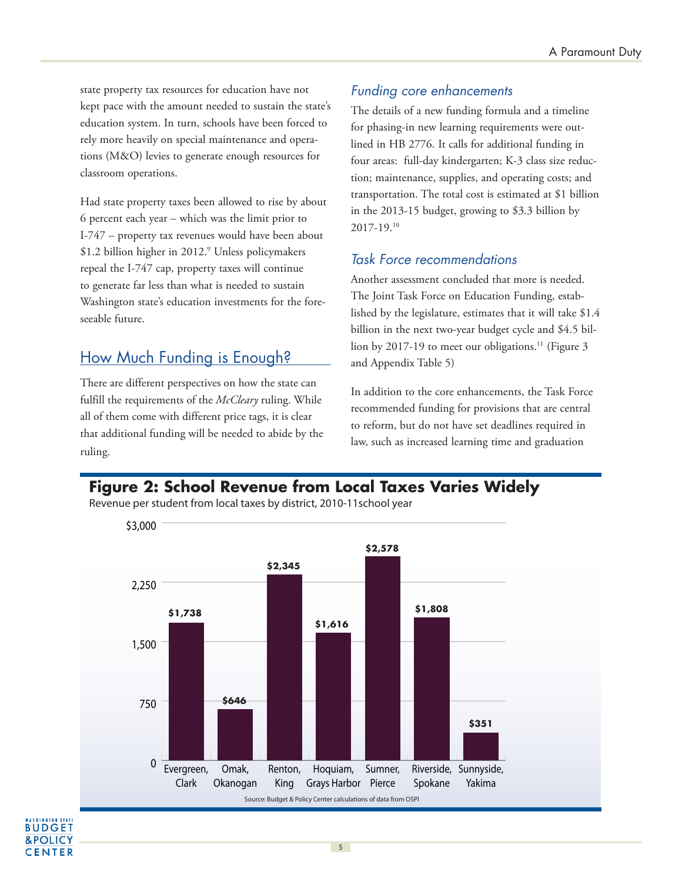state property tax resources for education have not kept pace with the amount needed to sustain the state's education system. In turn, schools have been forced to rely more heavily on special maintenance and operations (M&O) levies to generate enough resources for classroom operations.

Had state property taxes been allowed to rise by about 6 percent each year – which was the limit prior to I-747 – property tax revenues would have been about $1.2 billion higher in 2012.[9] Unless policymakers repeal the I-747 cap, property taxes will continue to generate far less than what is needed to sustain Washington state's education investments for the foreseeable future.

## How Much Funding is Enough?

There are different perspectives on how the state can fulfill the requirements of the *McCleary* ruling. While all of them come with different price tags, it is clear that additional funding will be needed to abide by the ruling.

### *Funding core enhancements*

The details of a new funding formula and a timeline for phasing-in new learning requirements were outlined in HB 2776. It calls for additional funding in four areas: full-day kindergarten; K-3 class size reduction; maintenance, supplies, and operating costs; and transportation. The total cost is estimated at $1 billion in the 2013-15 budget, growing to $3.3 billion by 2017-19.[10]

### *Task Force recommendations*

Another assessment concluded that more is needed. The Joint Task Force on Education Funding, established by the legislature, estimates that it will take $1.4 billion in the next two-year budget cycle and $4.5 billion by 2017-19 to meet our obligations.[11] (Figure 3 and Appendix Table 5)

In addition to the core enhancements, the Task Force recommended funding for provisions that are central to reform, but do not have set deadlines required in law, such as increased learning time and graduation

**Figure 2: School Revenue from Local Taxes Varies Widely**

Revenue per student from local taxes by district, 2010-11school year

| District | Revenue per student |
|---|---|
| Evergreen, Clark | $1,738 |
| Omak, Okanogan | $646 |
| Renton, King | $2,345 |
| Hoquiam, Grays Harbor | $1,616 |
| Sumner, Pierce | $2,578 |
| Riverside, Spokane | $1,808 |
| Sunnyside, Yakima | $351 |

Source: Budget & Policy Center calculations of data from OSPI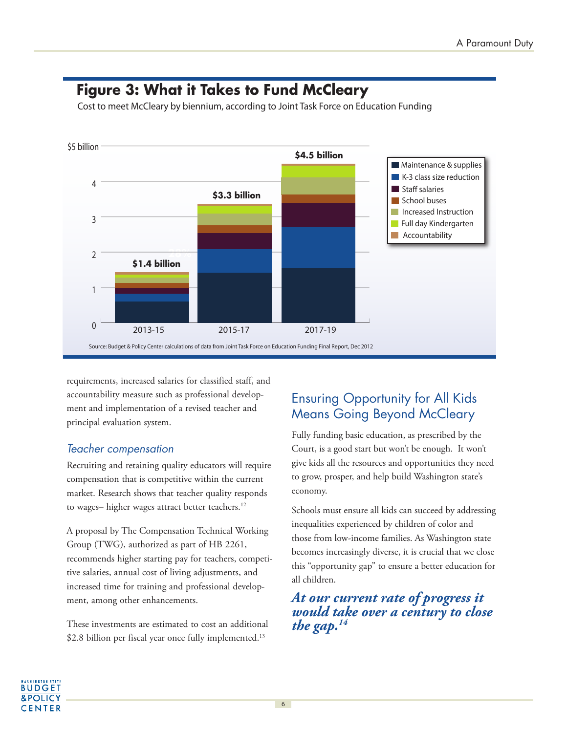## Figure 3: What it Takes to Fund McCleary

Cost to meet McCleary by biennium, according to Joint Task Force on Education Funding

| Biennium | Total |
| --- | --- |
| 2013-15 | $1.4 billion |
| 2015-17 | $3.3 billion |
| 2017-19 | $4.5 billion |

Legend: Maintenance & supplies; K-3 class size reduction; Staff salaries; School buses; Increased Instruction; Full day Kindergarten; Accountability

Source: Budget & Policy Center calculations of data from Joint Task Force on Education Funding Final Report, Dec 2012

requirements, increased salaries for classified staff, and accountability measure such as professional development and implementation of a revised teacher and principal evaluation system.

### *Teacher compensation*

Recruiting and retaining quality educators will require compensation that is competitive within the current market. Research shows that teacher quality responds to wages– higher wages attract better teachers.[12]

A proposal by The Compensation Technical Working Group (TWG), authorized as part of HB 2261, recommends higher starting pay for teachers, competitive salaries, annual cost of living adjustments, and increased time for training and professional development, among other enhancements.

These investments are estimated to cost an additional $2.8 billion per fiscal year once fully implemented.[13]

## Ensuring Opportunity for All Kids Means Going Beyond McCleary

Fully funding basic education, as prescribed by the Court, is a good start but won't be enough. It won't give kids all the resources and opportunities they need to grow, prosper, and help build Washington state's economy.

Schools must ensure all kids can succeed by addressing inequalities experienced by children of color and those from low-income families. As Washington state becomes increasingly diverse, it is crucial that we close this "opportunity gap" to ensure a better education for all children.

***At our current rate of progress it would take over a century to close the gap.***[14]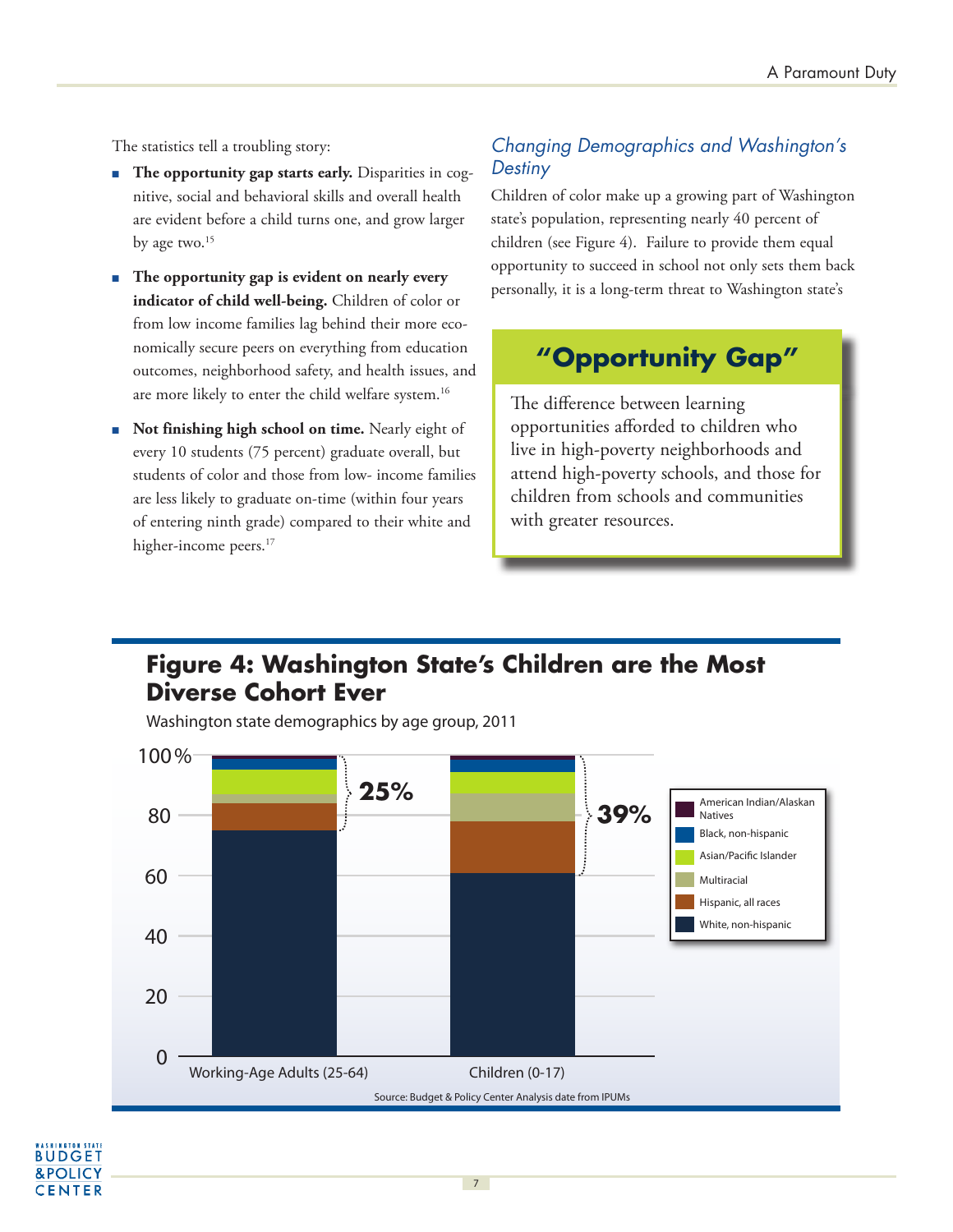The statistics tell a troubling story:

- **The opportunity gap starts early.** Disparities in cognitive, social and behavioral skills and overall health are evident before a child turns one, and grow larger by age two.[15]
- **The opportunity gap is evident on nearly every indicator of child well-being.** Children of color or from low income families lag behind their more economically secure peers on everything from education outcomes, neighborhood safety, and health issues, and are more likely to enter the child welfare system.[16]
- **Not finishing high school on time.** Nearly eight of every 10 students (75 percent) graduate overall, but students of color and those from low- income families are less likely to graduate on-time (within four years of entering ninth grade) compared to their white and higher-income peers.[17]

### *Changing Demographics and Washington's Destiny*

Children of color make up a growing part of Washington state's population, representing nearly 40 percent of children (see Figure 4). Failure to provide them equal opportunity to succeed in school not only sets them back personally, it is a long-term threat to Washington state's

> **"Opportunity Gap"**
>
> The difference between learning opportunities afforded to children who live in high-poverty neighborhoods and attend high-poverty schools, and those for children from schools and communities with greater resources.

## Figure 4: Washington State's Children are the Most Diverse Cohort Ever

Washington state demographics by age group, 2011

| | Working-Age Adults (25-64) | Children (0-17) |
|---|---|---|
| Children of color / non-white share | 25% | 39% |

Legend: American Indian/Alaskan Natives; Black, non-hispanic; Asian/Pacific Islander; Multiracial; Hispanic, all races; White, non-hispanic

Source: Budget & Policy Center Analysis date from IPUMs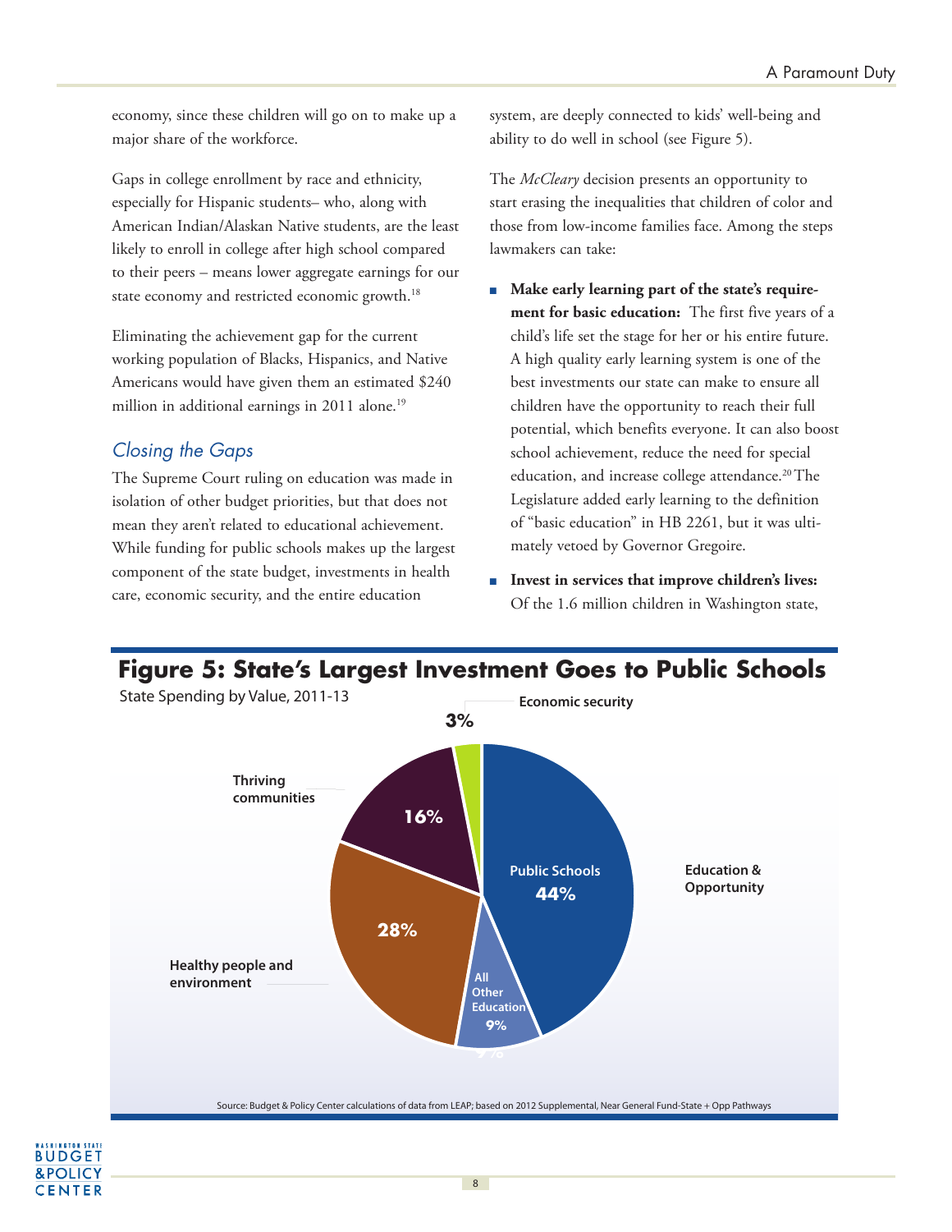economy, since these children will go on to make up a major share of the workforce.

Gaps in college enrollment by race and ethnicity, especially for Hispanic students– who, along with American Indian/Alaskan Native students, are the least likely to enroll in college after high school compared to their peers – means lower aggregate earnings for our state economy and restricted economic growth.[18]

Eliminating the achievement gap for the current working population of Blacks, Hispanics, and Native Americans would have given them an estimated $240 million in additional earnings in 2011 alone.[19]

## *Closing the Gaps*

The Supreme Court ruling on education was made in isolation of other budget priorities, but that does not mean they aren't related to educational achievement. While funding for public schools makes up the largest component of the state budget, investments in health care, economic security, and the entire education system, are deeply connected to kids' well-being and ability to do well in school (see Figure 5).

The *McCleary* decision presents an opportunity to start erasing the inequalities that children of color and those from low-income families face. Among the steps lawmakers can take:

- **Make early learning part of the state's requirement for basic education:** The first five years of a child's life set the stage for her or his entire future. A high quality early learning system is one of the best investments our state can make to ensure all children have the opportunity to reach their full potential, which benefits everyone. It can also boost school achievement, reduce the need for special education, and increase college attendance.[20] The Legislature added early learning to the definition of "basic education" in HB 2261, but it was ultimately vetoed by Governor Gregoire.
- **Invest in services that improve children's lives:** Of the 1.6 million children in Washington state,

**Figure 5: State's Largest Investment Goes to Public Schools**

State Spending by Value, 2011-13

| Category | Share |
|---|---|
| Education & Opportunity: Public Schools | 44% |
| Education & Opportunity: All Other Education | 9% |
| Healthy people and environment | 28% |
| Thriving communities | 16% |
| Economic security | 3% |

Source: Budget & Policy Center calculations of data from LEAP; based on 2012 Supplemental, Near General Fund-State + Opp Pathways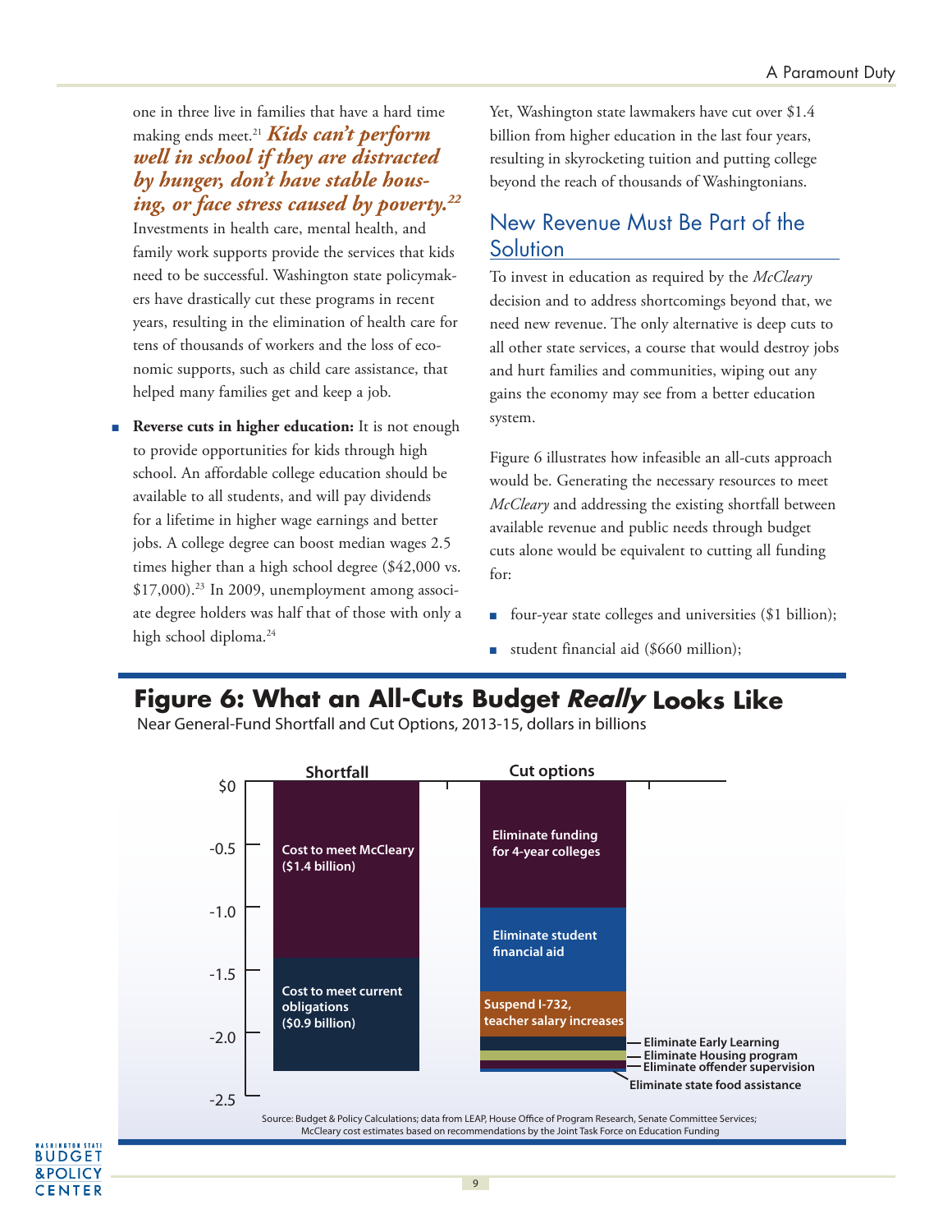one in three live in families that have a hard time making ends meet.[21] ***Kids can't perform well in school if they are distracted by hunger, don't have stable housing, or face stress caused by poverty.***[22] Investments in health care, mental health, and family work supports provide the services that kids need to be successful. Washington state policymakers have drastically cut these programs in recent years, resulting in the elimination of health care for tens of thousands of workers and the loss of economic supports, such as child care assistance, that helped many families get and keep a job.

- **Reverse cuts in higher education:** It is not enough to provide opportunities for kids through high school. An affordable college education should be available to all students, and will pay dividends for a lifetime in higher wage earnings and better jobs. A college degree can boost median wages 2.5 times higher than a high school degree ($42,000 vs. $17,000).[23] In 2009, unemployment among associate degree holders was half that of those with only a high school diploma.[24]

Yet, Washington state lawmakers have cut over $1.4 billion from higher education in the last four years, resulting in skyrocketing tuition and putting college beyond the reach of thousands of Washingtonians.

## New Revenue Must Be Part of the Solution

To invest in education as required by the *McCleary* decision and to address shortcomings beyond that, we need new revenue. The only alternative is deep cuts to all other state services, a course that would destroy jobs and hurt families and communities, wiping out any gains the economy may see from a better education system.

Figure 6 illustrates how infeasible an all-cuts approach would be. Generating the necessary resources to meet *McCleary* and addressing the existing shortfall between available revenue and public needs through budget cuts alone would be equivalent to cutting all funding for:

- four-year state colleges and universities ($1 billion);
- student financial aid ($660 million);

**Figure 6: What an All-Cuts Budget *Really* Looks Like**

Near General-Fund Shortfall and Cut Options, 2013-15, dollars in billions

Shortfall:
- Cost to meet McCleary ($1.4 billion)
- Cost to meet current obligations ($0.9 billion)

Cut options:
- Eliminate funding for 4-year colleges
- Eliminate student financial aid
- Suspend I-732, teacher salary increases
- Eliminate Early Learning
- Eliminate Housing program
- Eliminate offender supervision
- Eliminate state food assistance

Source: Budget & Policy Calculations; data from LEAP, House Office of Program Research, Senate Committee Services; McCleary cost estimates based on recommendations by the Joint Task Force on Education Funding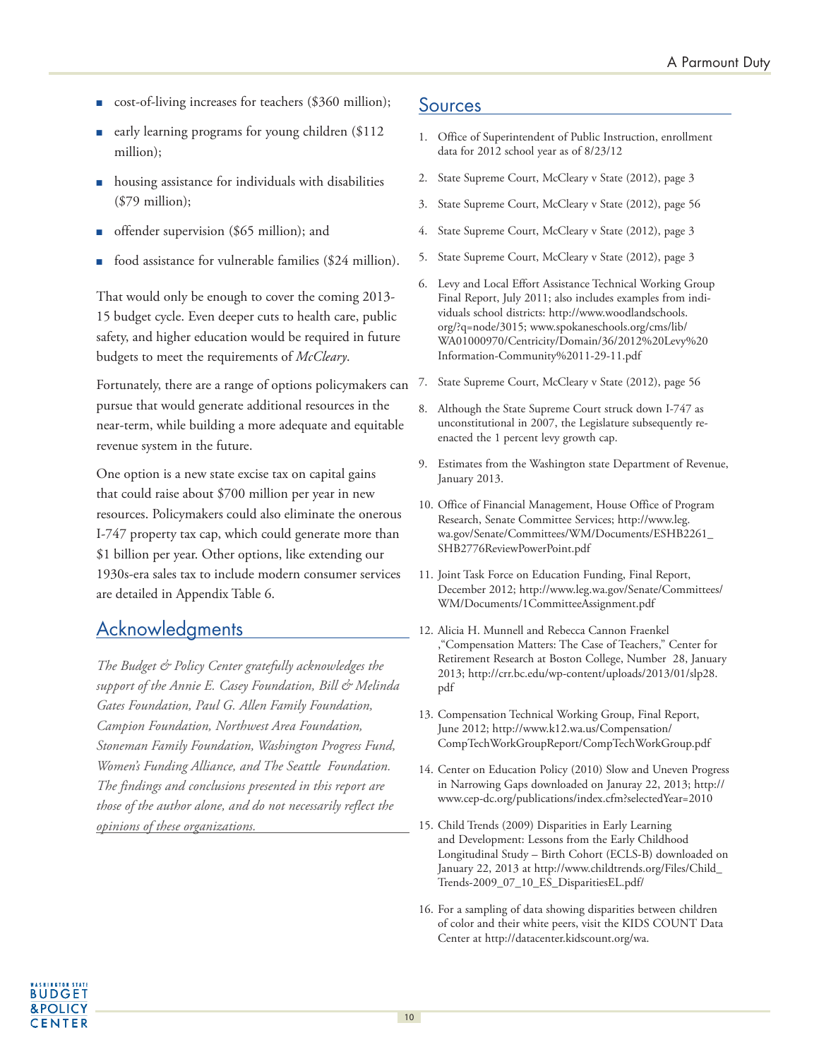- cost-of-living increases for teachers ($360 million);
- early learning programs for young children ($112 million);
- housing assistance for individuals with disabilities ($79 million);
- offender supervision ($65 million); and
- food assistance for vulnerable families ($24 million).

That would only be enough to cover the coming 2013-15 budget cycle. Even deeper cuts to health care, public safety, and higher education would be required in future budgets to meet the requirements of *McCleary*.

Fortunately, there are a range of options policymakers can pursue that would generate additional resources in the near-term, while building a more adequate and equitable revenue system in the future.

One option is a new state excise tax on capital gains that could raise about $700 million per year in new resources. Policymakers could also eliminate the onerous I-747 property tax cap, which could generate more than $1 billion per year. Other options, like extending our 1930s-era sales tax to include modern consumer services are detailed in Appendix Table 6.

## Acknowledgments

*The Budget & Policy Center gratefully acknowledges the support of the Annie E. Casey Foundation, Bill & Melinda Gates Foundation, Paul G. Allen Family Foundation, Campion Foundation, Northwest Area Foundation, Stoneman Family Foundation, Washington Progress Fund, Women's Funding Alliance, and The Seattle Foundation. The findings and conclusions presented in this report are those of the author alone, and do not necessarily reflect the opinions of these organizations.*

## Sources

1. Office of Superintendent of Public Instruction, enrollment data for 2012 school year as of 8/23/12
2. State Supreme Court, McCleary v State (2012), page 3
3. State Supreme Court, McCleary v State (2012), page 56
4. State Supreme Court, McCleary v State (2012), page 3
5. State Supreme Court, McCleary v State (2012), page 3
6. Levy and Local Effort Assistance Technical Working Group Final Report, July 2011; also includes examples from individuals school districts: http://www.woodlandschools.org/?q=node/3015; www.spokaneschools.org/cms/lib/WA01000970/Centricity/Domain/36/2012%20Levy%20Information-Community%2011-29-11.pdf
7. State Supreme Court, McCleary v State (2012), page 56
8. Although the State Supreme Court struck down I-747 as unconstitutional in 2007, the Legislature subsequently re-enacted the 1 percent levy growth cap.
9. Estimates from the Washington state Department of Revenue, January 2013.
10. Office of Financial Management, House Office of Program Research, Senate Committee Services; http://www.leg.wa.gov/Senate/Committees/WM/Documents/ESHB2261_SHB2776ReviewPowerPoint.pdf
11. Joint Task Force on Education Funding, Final Report, December 2012; http://www.leg.wa.gov/Senate/Committees/WM/Documents/1CommitteeAssignment.pdf
12. Alicia H. Munnell and Rebecca Cannon Fraenkel ,"Compensation Matters: The Case of Teachers," Center for Retirement Research at Boston College, Number 28, January 2013; http://crr.bc.edu/wp-content/uploads/2013/01/slp28.pdf
13. Compensation Technical Working Group, Final Report, June 2012; http://www.k12.wa.us/Compensation/CompTechWorkGroupReport/CompTechWorkGroup.pdf
14. Center on Education Policy (2010) Slow and Uneven Progress in Narrowing Gaps downloaded on Januray 22, 2013; http://www.cep-dc.org/publications/index.cfm?selectedYear=2010
15. Child Trends (2009) Disparities in Early Learning and Development: Lessons from the Early Childhood Longitudinal Study – Birth Cohort (ECLS-B) downloaded on January 22, 2013 at http://www.childtrends.org/Files/Child_Trends-2009_07_10_ES_DisparitiesEL.pdf/
16. For a sampling of data showing disparities between children of color and their white peers, visit the KIDS COUNT Data Center at http://datacenter.kidscount.org/wa.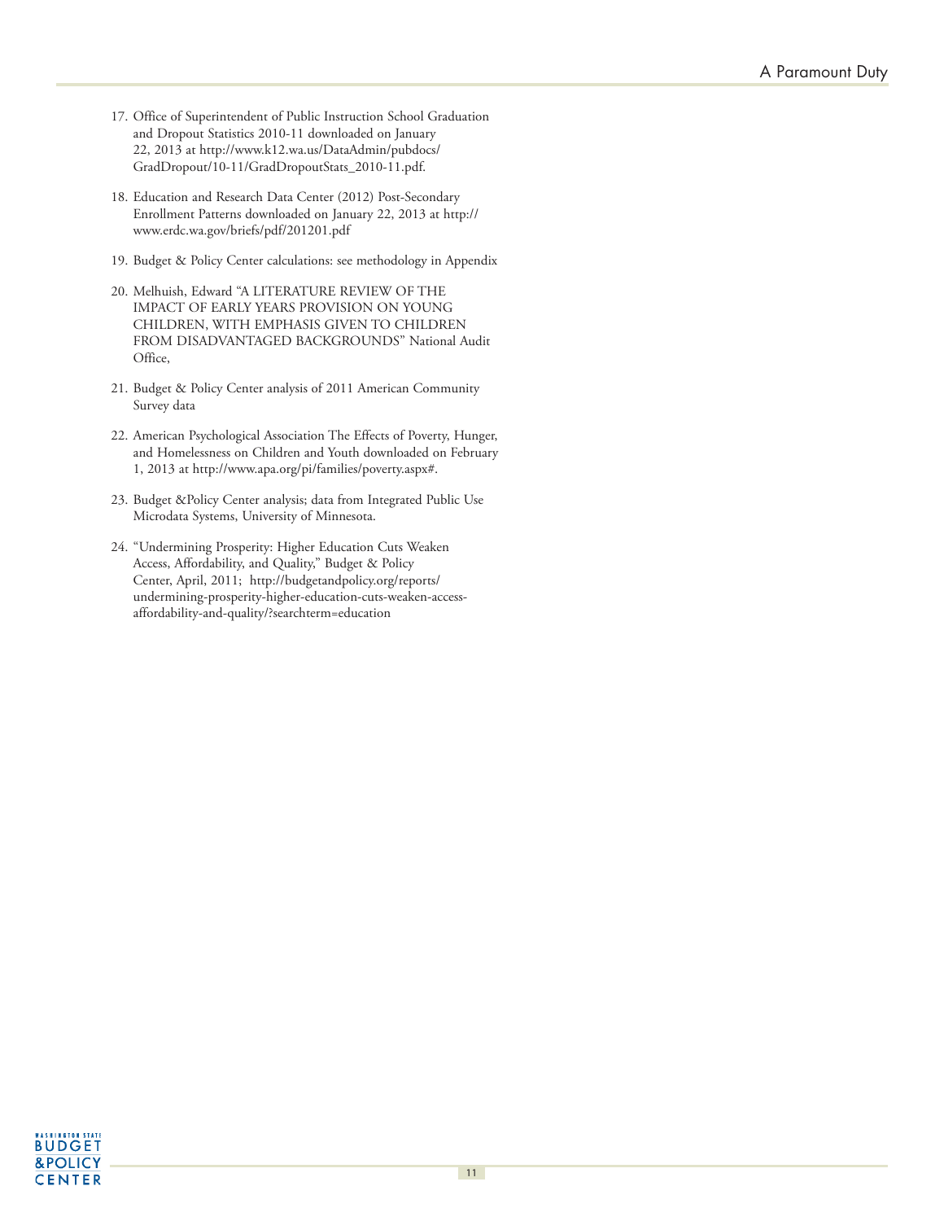17. Office of Superintendent of Public Instruction School Graduation and Dropout Statistics 2010-11 downloaded on January 22, 2013 at http://www.k12.wa.us/DataAdmin/pubdocs/GradDropout/10-11/GradDropoutStats_2010-11.pdf.

18. Education and Research Data Center (2012) Post-Secondary Enrollment Patterns downloaded on January 22, 2013 at http://www.erdc.wa.gov/briefs/pdf/201201.pdf

19. Budget & Policy Center calculations: see methodology in Appendix

20. Melhuish, Edward "A LITERATURE REVIEW OF THE IMPACT OF EARLY YEARS PROVISION ON YOUNG CHILDREN, WITH EMPHASIS GIVEN TO CHILDREN FROM DISADVANTAGED BACKGROUNDS" National Audit Office,

21. Budget & Policy Center analysis of 2011 American Community Survey data

22. American Psychological Association The Effects of Poverty, Hunger, and Homelessness on Children and Youth downloaded on February 1, 2013 at http://www.apa.org/pi/families/poverty.aspx#.

23. Budget &Policy Center analysis; data from Integrated Public Use Microdata Systems, University of Minnesota.

24. "Undermining Prosperity: Higher Education Cuts Weaken Access, Affordability, and Quality," Budget & Policy Center, April, 2011; http://budgetandpolicy.org/reports/undermining-prosperity-higher-education-cuts-weaken-access-affordability-and-quality/?searchterm=education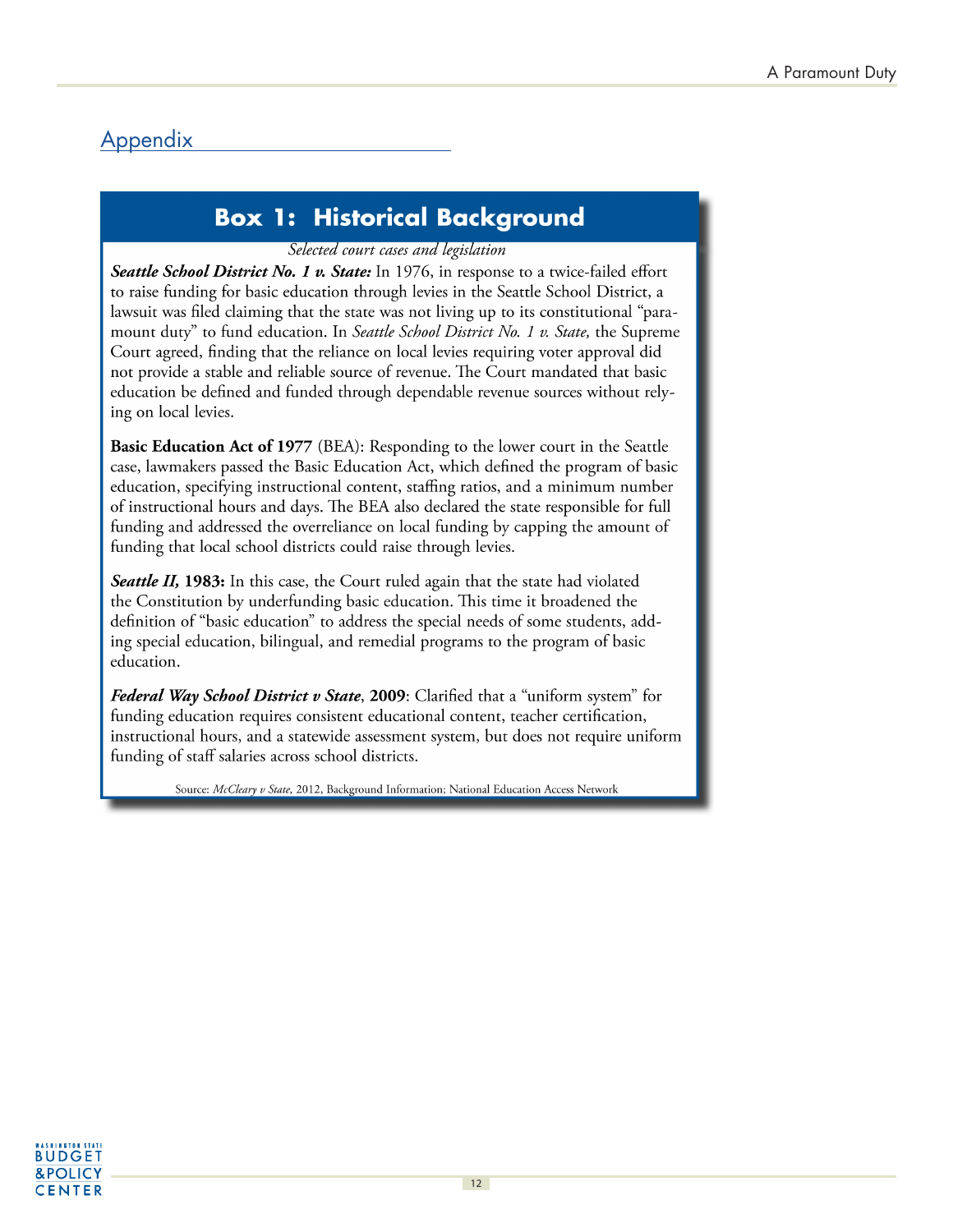## Appendix

### Box 1: Historical Background

*Selected court cases and legislation*

***Seattle School District No. 1 v. State:*** In 1976, in response to a twice-failed effort to raise funding for basic education through levies in the Seattle School District, a lawsuit was filed claiming that the state was not living up to its constitutional "paramount duty" to fund education. In *Seattle School District No. 1 v. State,* the Supreme Court agreed, finding that the reliance on local levies requiring voter approval did not provide a stable and reliable source of revenue. The Court mandated that basic education be defined and funded through dependable revenue sources without relying on local levies.

**Basic Education Act of 1977** (BEA): Responding to the lower court in the Seattle case, lawmakers passed the Basic Education Act, which defined the program of basic education, specifying instructional content, staffing ratios, and a minimum number of instructional hours and days. The BEA also declared the state responsible for full funding and addressed the overreliance on local funding by capping the amount of funding that local school districts could raise through levies.

***Seattle II,* 1983:** In this case, the Court ruled again that the state had violated the Constitution by underfunding basic education. This time it broadened the definition of "basic education" to address the special needs of some students, adding special education, bilingual, and remedial programs to the program of basic education.

***Federal Way School District v State*, 2009**: Clarified that a "uniform system" for funding education requires consistent educational content, teacher certification, instructional hours, and a statewide assessment system, but does not require uniform funding of staff salaries across school districts.

Source: *McCleary v State,* 2012, Background Information; National Education Access Network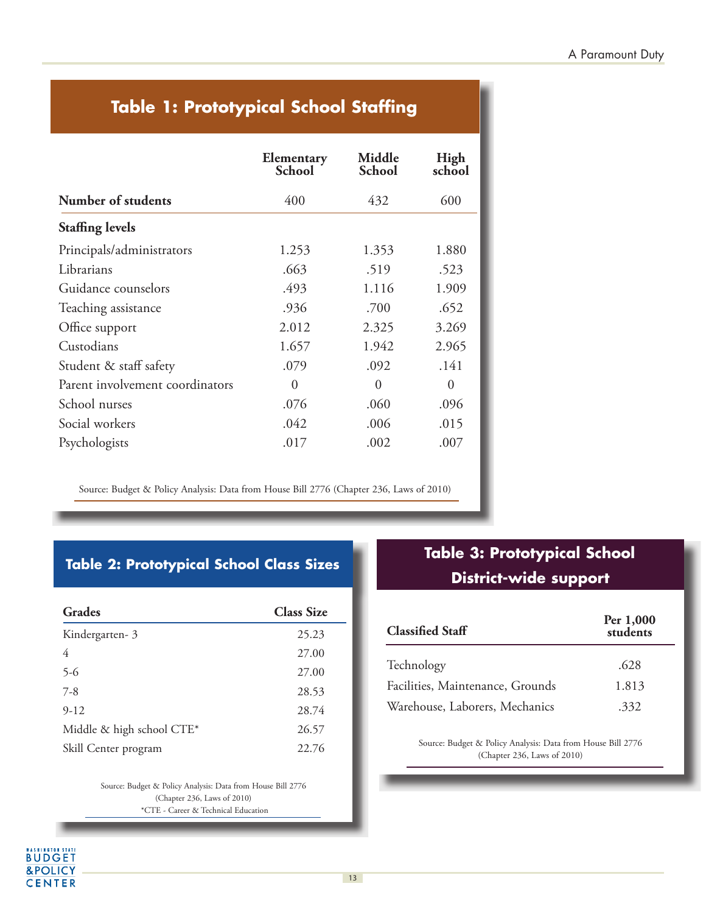## Table 1: Prototypical School Staffing

| | Elementary School | Middle School | High school |
|---|---|---|---|
| **Number of students** | 400 | 432 | 600 |
| **Staffing levels** | | | |
| Principals/administrators | 1.253 | 1.353 | 1.880 |
| Librarians | .663 | .519 | .523 |
| Guidance counselors | .493 | 1.116 | 1.909 |
| Teaching assistance | .936 | .700 | .652 |
| Office support | 2.012 | 2.325 | 3.269 |
| Custodians | 1.657 | 1.942 | 2.965 |
| Student & staff safety | .079 | .092 | .141 |
| Parent involvement coordinators | 0 | 0 | 0 |
| School nurses | .076 | .060 | .096 |
| Social workers | .042 | .006 | .015 |
| Psychologists | .017 | .002 | .007 |

Source: Budget & Policy Analysis: Data from House Bill 2776 (Chapter 236, Laws of 2010)

## Table 2: Prototypical School Class Sizes

| Grades | Class Size |
|---|---|
| Kindergarten- 3 | 25.23 |
| 4 | 27.00 |
| 5-6 | 27.00 |
| 7-8 | 28.53 |
| 9-12 | 28.74 |
| Middle & high school CTE* | 26.57 |
| Skill Center program | 22.76 |

Source: Budget & Policy Analysis: Data from House Bill 2776 (Chapter 236, Laws of 2010)

*CTE - Career & Technical Education

## Table 3: Prototypical School District-wide support

| Classified Staff | Per 1,000 students |
|---|---|
| Technology | .628 |
| Facilities, Maintenance, Grounds | 1.813 |
| Warehouse, Laborers, Mechanics | .332 |

Source: Budget & Policy Analysis: Data from House Bill 2776 (Chapter 236, Laws of 2010)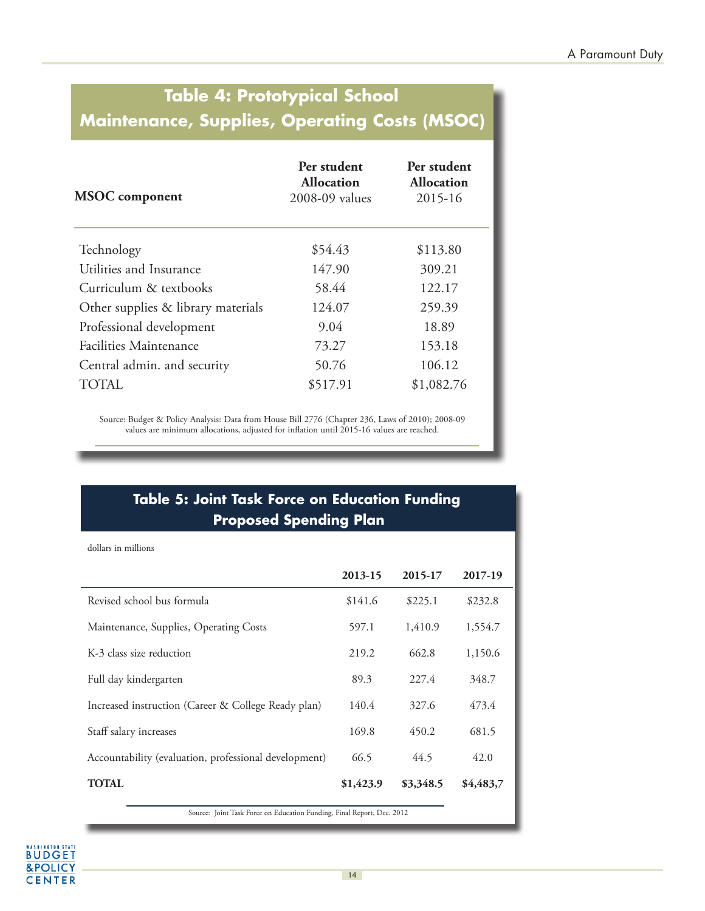## Table 4: Prototypical School Maintenance, Supplies, Operating Costs (MSOC)

| MSOC component | Per student Allocation 2008-09 values | Per student Allocation 2015-16 |
|---|---|---|
| Technology | $54.43 | $113.80 |
| Utilities and Insurance | 147.90 | 309.21 |
| Curriculum & textbooks | 58.44 | 122.17 |
| Other supplies & library materials | 124.07 | 259.39 |
| Professional development | 9.04 | 18.89 |
| Facilities Maintenance | 73.27 | 153.18 |
| Central admin. and security | 50.76 | 106.12 |
| TOTAL | $517.91 | $1,082.76 |

Source: Budget & Policy Analysis: Data from House Bill 2776 (Chapter 236, Laws of 2010); 2008-09 values are minimum allocations, adjusted for inflation until 2015-16 values are reached.

## Table 5: Joint Task Force on Education Funding Proposed Spending Plan

dollars in millions

| | 2013-15 | 2015-17 | 2017-19 |
|---|---|---|---|
| Revised school bus formula | $141.6 | $225.1 | $232.8 |
| Maintenance, Supplies, Operating Costs | 597.1 | 1,410.9 | 1,554.7 |
| K-3 class size reduction | 219.2 | 662.8 | 1,150.6 |
| Full day kindergarten | 89.3 | 227.4 | 348.7 |
| Increased instruction (Career & College Ready plan) | 140.4 | 327.6 | 473.4 |
| Staff salary increases | 169.8 | 450.2 | 681.5 |
| Accountability (evaluation, professional development) | 66.5 | 44.5 | 42.0 |
| **TOTAL** | **$1,423.9** | **$3,348.5** | **$4,483,7** |

Source: Joint Task Force on Education Funding, Final Report, Dec. 2012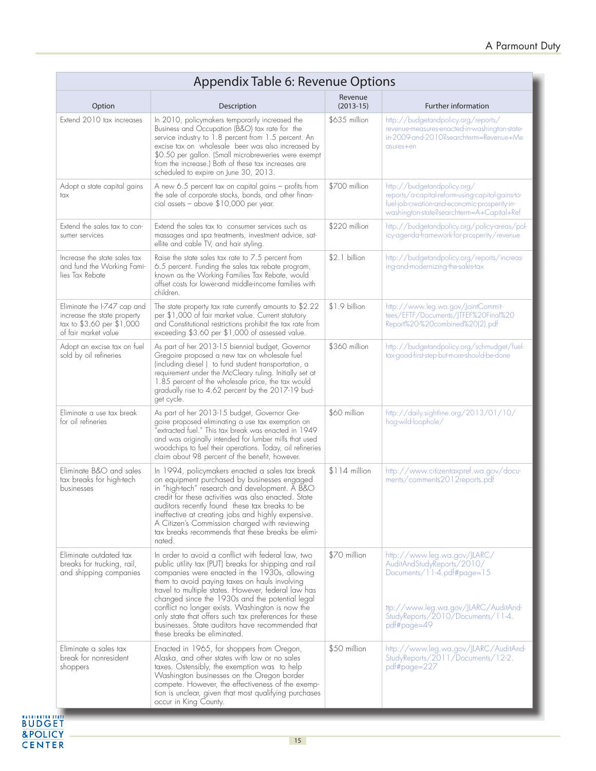## Appendix Table 6: Revenue Options

| Option | Description | Revenue (2013-15) | Further information |
|---|---|---|---|
| Extend 2010 tax increases | In 2010, policymakers temporarily increased the Business and Occupation (B&O) tax rate for the service industry to 1.8 percent from 1.5 percent. An excise tax on wholesale beer was also increased by $0.50 per gallon. (Small microbreweries were exempt from the increase.) Both of these tax increases are scheduled to expire on June 30, 2013. | $635 million | http://budgetandpolicy.org/reports/revenue-measures-enacted-in-washington-state-in-2009-and-2010?searchterm=Revenue+Measures+en |
| Adopt a state capital gains tax | A new 6.5 percent tax on capital gains – profits from the sale of corporate stocks, bonds, and other financial assets – above $10,000 per year. | $700 million | http://budgetandpolicy.org/reports/a-capital-reform-using-capital-gains-to-fuel-job-creation-and-economic-prosperity-in-washington-state?searchterm=A+Capital+Ref |
| Extend the sales tax to consumer services | Extend the sales tax to consumer services such as massages and spa treatments, investment advice, satellite and cable TV, and hair styling. | $220 million | http://budgetandpolicy.org/policy-areas/policy-agenda-framework-for-prosperity/revenue |
| Increase the state sales tax and fund the Working Families Tax Rebate | Raise the state sales tax rate to 7.5 percent from 6.5 percent. Funding the sales tax rebate program, known as the Working Families Tax Rebate, would offset costs for lower-and middle-income families with children. | $2.1 billion | http://budgetandpolicy.org/reports/increasing-and-modernizing-the-sales-tax |
| Eliminate the I-747 cap and increase the state property tax to $3.60 per $1,000 of fair market value | The state property tax rate currently amounts to $2.22 per $1,000 of fair market value. Current statutory and Constitutional restrictions prohibit the tax rate from exceeding $3.60 per $1,000 of assessed value. | $1.9 billion | http://www.leg.wa.gov/JointCommittees/EFTF/Documents/JTFEF%20Final%20Report%20-%20combined%20(2).pdf |
| Adopt an excise tax on fuel sold by oil refineries | As part of her 2013-15 biennial budget, Governor Gregoire proposed a new tax on wholesale fuel (including diesel ) to fund student transportation, a requirement under the McCleary ruling. Initially set at 1.85 percent of the wholesale price, the tax would gradually rise to 4.62 percent by the 2017-19 budget cycle. | $360 million | http://budgetandpolicy.org/schmudget/fuel-tax-good-first-step-but-more-should-be-done |
| Eliminate a use tax break for oil refineries | As part of her 2013-15 budget, Governor Gregoire proposed eliminating a use tax exemption on "extracted fuel." This tax break was enacted in 1949 and was originally intended for lumber mills that used woodchips to fuel their operations. Today, oil refineries claim about 98 percent of the benefit, however. | $60 million | http://daily.sightline.org/2013/01/10/hog-wild-loophole/ |
| Eliminate B&O and sales tax breaks for high-tech businesses | In 1994, policymakers enacted a sales tax break on equipment purchased by businesses engaged in "high-tech" research and development. A B&O credit for these activities was also enacted. State auditors recently found these tax breaks to be ineffective at creating jobs and highly expensive. A Citizen's Commission charged with reviewing tax breaks recommends that these breaks be eliminated. | $114 million | http://www.citizentaxpref.wa.gov/documents/comments2012reports.pdf |
| Eliminate outdated tax breaks for trucking, rail, and shipping companies | In order to avoid a conflict with federal law, two public utility tax (PUT) breaks for shipping and rail companies were enacted in the 1930s, allowing them to avoid paying taxes on hauls involving travel to multiple states. However, federal law has changed since the 1930s and the potential legal conflict no longer exists. Washington is now the only state that offers such tax preferences for these businesses. State auditors have recommended that these breaks be eliminated. | $70 million | http://www.leg.wa.gov/JLARC/AuditAndStudyReports/2010/Documents/11-4.pdf#page=15<br><br>ttp://www.leg.wa.gov/JLARC/AuditAndStudyReports/2010/Documents/11-4.pdf#page=49 |
| Eliminate a sales tax break for nonresident shoppers | Enacted in 1965, for shoppers from Oregon, Alaska, and other states with low or no sales taxes. Ostensibly, the exemption was to help Washington businesses on the Oregon border compete. However, the effectiveness of the exemption is unclear, given that most qualifying purchases occur in King County. | $50 million | http://www.leg.wa.gov/JLARC/AuditAndStudyReports/2011/Documents/12-2.pdf#page=227 |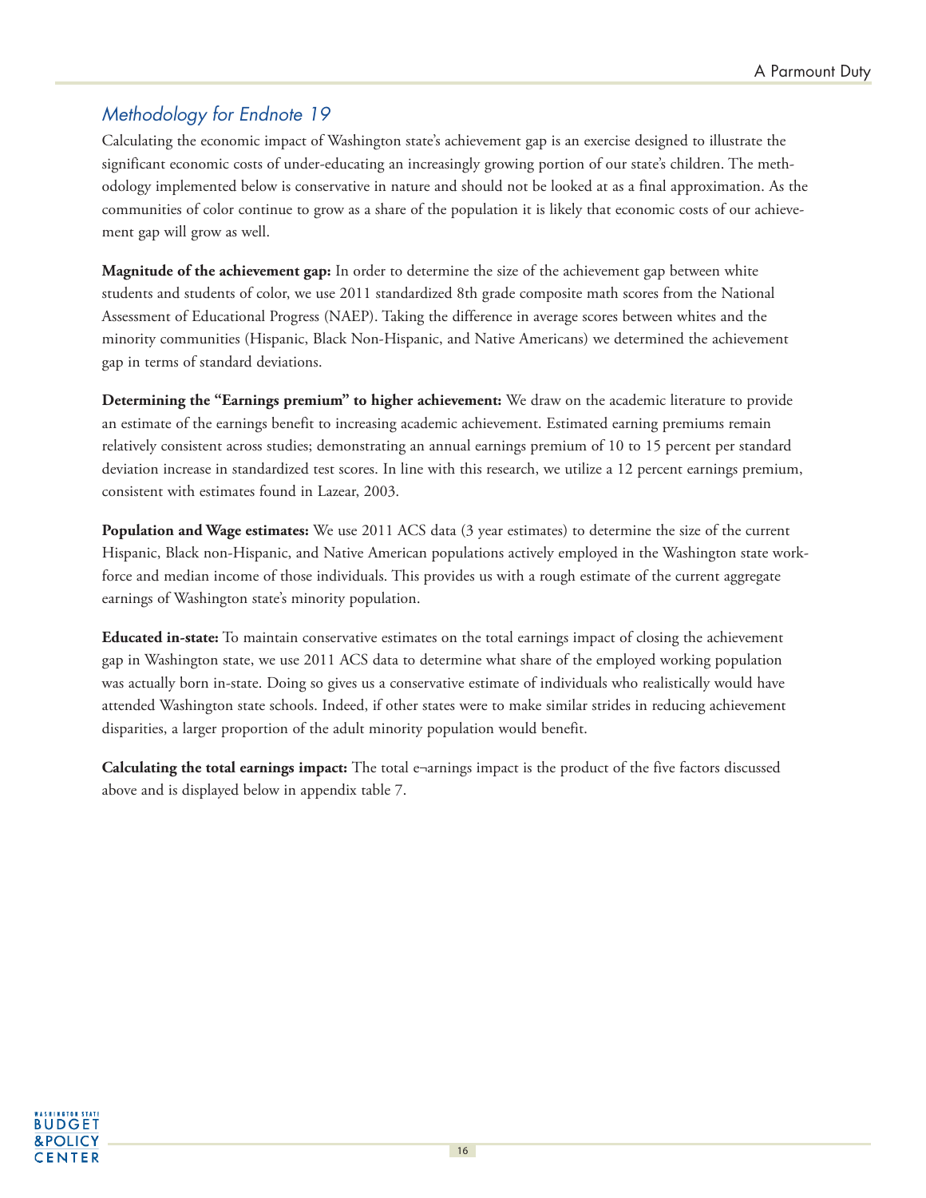## *Methodology for Endnote 19*

Calculating the economic impact of Washington state's achievement gap is an exercise designed to illustrate the significant economic costs of under-educating an increasingly growing portion of our state's children. The methodology implemented below is conservative in nature and should not be looked at as a final approximation. As the communities of color continue to grow as a share of the population it is likely that economic costs of our achievement gap will grow as well.

**Magnitude of the achievement gap:** In order to determine the size of the achievement gap between white students and students of color, we use 2011 standardized 8th grade composite math scores from the National Assessment of Educational Progress (NAEP). Taking the difference in average scores between whites and the minority communities (Hispanic, Black Non-Hispanic, and Native Americans) we determined the achievement gap in terms of standard deviations.

**Determining the "Earnings premium" to higher achievement:** We draw on the academic literature to provide an estimate of the earnings benefit to increasing academic achievement. Estimated earning premiums remain relatively consistent across studies; demonstrating an annual earnings premium of 10 to 15 percent per standard deviation increase in standardized test scores. In line with this research, we utilize a 12 percent earnings premium, consistent with estimates found in Lazear, 2003.

**Population and Wage estimates:** We use 2011 ACS data (3 year estimates) to determine the size of the current Hispanic, Black non-Hispanic, and Native American populations actively employed in the Washington state workforce and median income of those individuals. This provides us with a rough estimate of the current aggregate earnings of Washington state's minority population.

**Educated in-state:** To maintain conservative estimates on the total earnings impact of closing the achievement gap in Washington state, we use 2011 ACS data to determine what share of the employed working population was actually born in-state. Doing so gives us a conservative estimate of individuals who realistically would have attended Washington state schools. Indeed, if other states were to make similar strides in reducing achievement disparities, a larger proportion of the adult minority population would benefit.

**Calculating the total earnings impact:** The total e¬arnings impact is the product of the five factors discussed above and is displayed below in appendix table 7.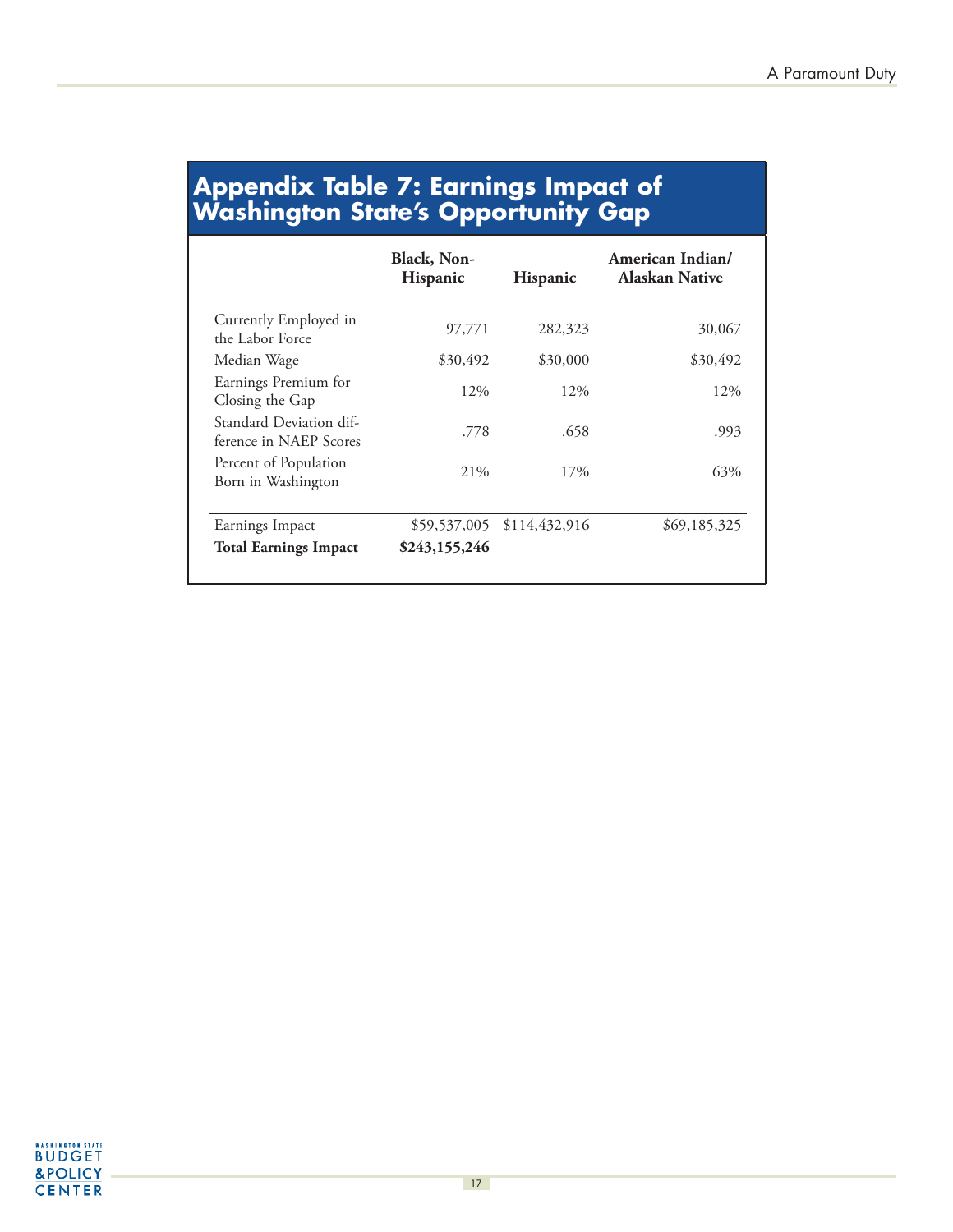## Appendix Table 7: Earnings Impact of Washington State's Opportunity Gap

| | Black, Non-Hispanic | Hispanic | American Indian/ Alaskan Native |
|---|---|---|---|
| Currently Employed in the Labor Force | 97,771 | 282,323 | 30,067 |
| Median Wage | $30,492 | $30,000 | $30,492 |
| Earnings Premium for Closing the Gap | 12% | 12% | 12% |
| Standard Deviation difference in NAEP Scores | .778 | .658 | .993 |
| Percent of Population Born in Washington | 21% | 17% | 63% |
| Earnings Impact | $59,537,005 | $114,432,916 | $69,185,325 |
| **Total Earnings Impact** | **$243,155,246** | | |